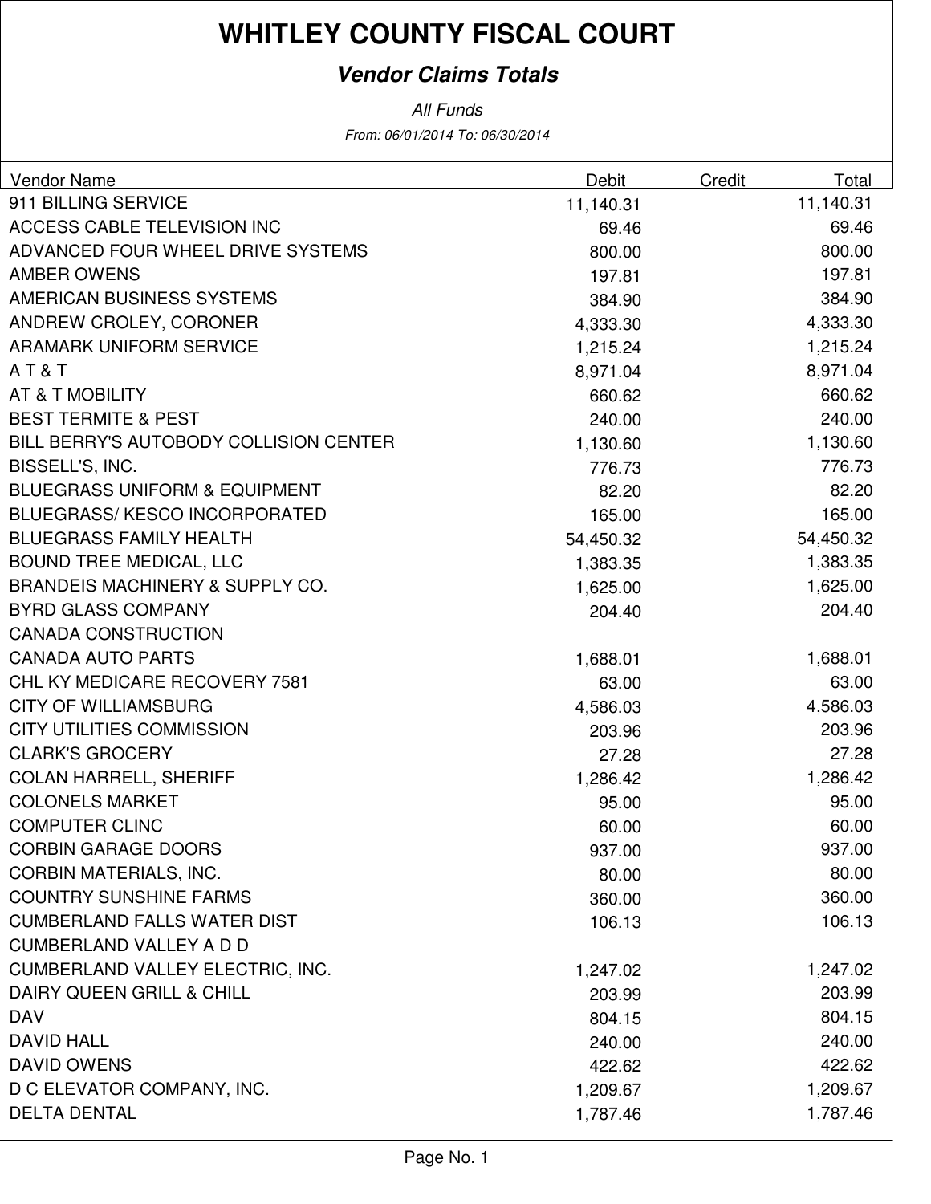# WHITLEY COUNTY FISCAL COURT

## *Vendor Claims Totals*

*All Funds*

*From: 06/01/2014 To: 06/30/2014*

| Vendor Name | Debit | Credit | Total |
|---|---|---|---|
| 911 BILLING SERVICE | 11,140.31 | | 11,140.31 |
| ACCESS CABLE TELEVISION INC | 69.46 | | 69.46 |
| ADVANCED FOUR WHEEL DRIVE SYSTEMS | 800.00 | | 800.00 |
| AMBER OWENS | 197.81 | | 197.81 |
| AMERICAN BUSINESS SYSTEMS | 384.90 | | 384.90 |
| ANDREW CROLEY, CORONER | 4,333.30 | | 4,333.30 |
| ARAMARK UNIFORM SERVICE | 1,215.24 | | 1,215.24 |
| A T & T | 8,971.04 | | 8,971.04 |
| AT & T MOBILITY | 660.62 | | 660.62 |
| BEST TERMITE & PEST | 240.00 | | 240.00 |
| BILL BERRY'S AUTOBODY COLLISION CENTER | 1,130.60 | | 1,130.60 |
| BISSELL'S, INC. | 776.73 | | 776.73 |
| BLUEGRASS UNIFORM & EQUIPMENT | 82.20 | | 82.20 |
| BLUEGRASS/ KESCO INCORPORATED | 165.00 | | 165.00 |
| BLUEGRASS FAMILY HEALTH | 54,450.32 | | 54,450.32 |
| BOUND TREE MEDICAL, LLC | 1,383.35 | | 1,383.35 |
| BRANDEIS MACHINERY & SUPPLY CO. | 1,625.00 | | 1,625.00 |
| BYRD GLASS COMPANY | 204.40 | | 204.40 |
| CANADA CONSTRUCTION | | | |
| CANADA AUTO PARTS | 1,688.01 | | 1,688.01 |
| CHL KY MEDICARE RECOVERY 7581 | 63.00 | | 63.00 |
| CITY OF WILLIAMSBURG | 4,586.03 | | 4,586.03 |
| CITY UTILITIES COMMISSION | 203.96 | | 203.96 |
| CLARK'S GROCERY | 27.28 | | 27.28 |
| COLAN HARRELL, SHERIFF | 1,286.42 | | 1,286.42 |
| COLONELS MARKET | 95.00 | | 95.00 |
| COMPUTER CLINC | 60.00 | | 60.00 |
| CORBIN GARAGE DOORS | 937.00 | | 937.00 |
| CORBIN MATERIALS, INC. | 80.00 | | 80.00 |
| COUNTRY SUNSHINE FARMS | 360.00 | | 360.00 |
| CUMBERLAND FALLS WATER DIST | 106.13 | | 106.13 |
| CUMBERLAND VALLEY A D D | | | |
| CUMBERLAND VALLEY ELECTRIC, INC. | 1,247.02 | | 1,247.02 |
| DAIRY QUEEN GRILL & CHILL | 203.99 | | 203.99 |
| DAV | 804.15 | | 804.15 |
| DAVID HALL | 240.00 | | 240.00 |
| DAVID OWENS | 422.62 | | 422.62 |
| D C ELEVATOR COMPANY, INC. | 1,209.67 | | 1,209.67 |
| DELTA DENTAL | 1,787.46 | | 1,787.46 |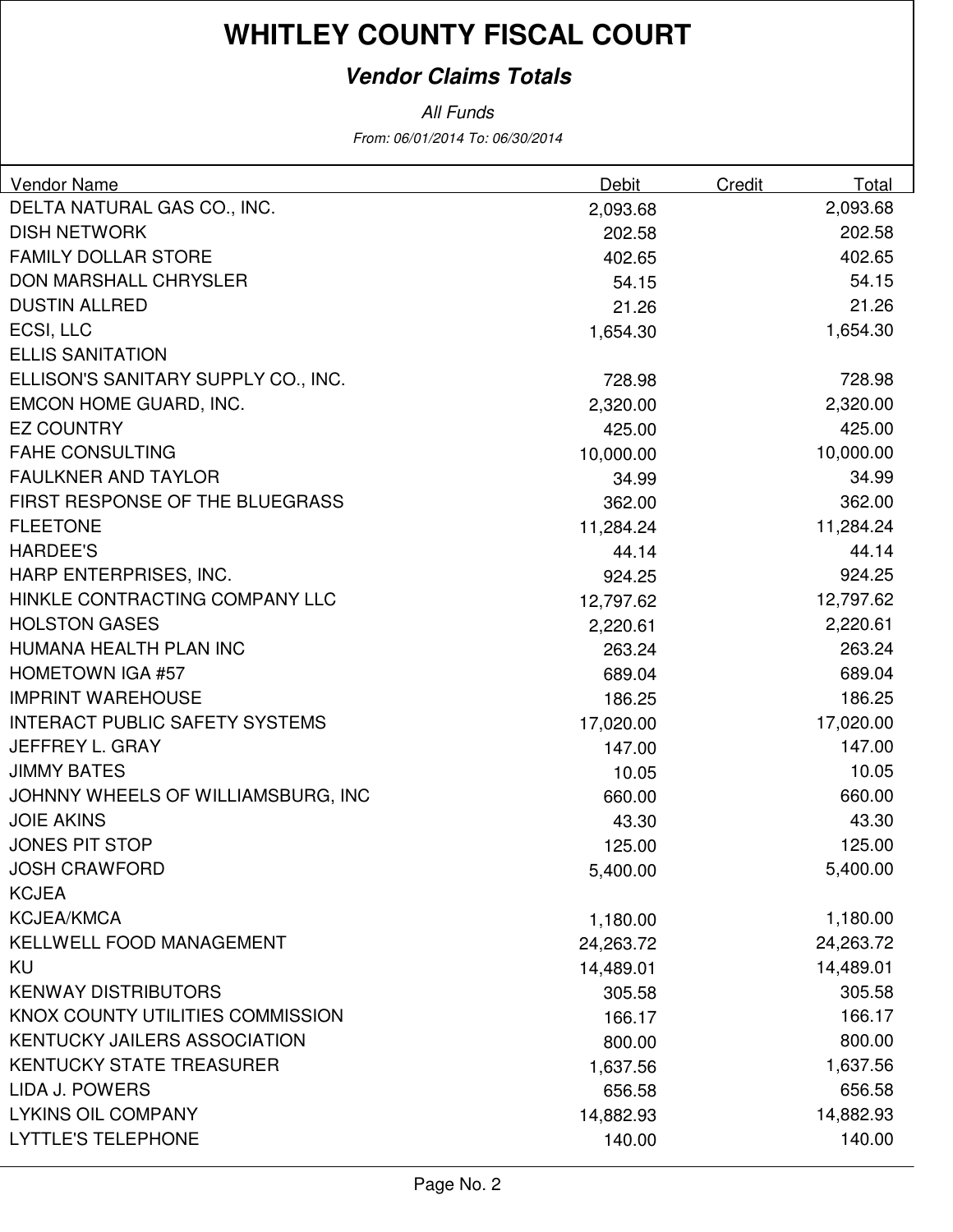# WHITLEY COUNTY FISCAL COURT

## *Vendor Claims Totals*

*All Funds*

*From: 06/01/2014 To: 06/30/2014*

| Vendor Name | Debit | Credit | Total |
|---|---|---|---|
| DELTA NATURAL GAS CO., INC. | 2,093.68 | | 2,093.68 |
| DISH NETWORK | 202.58 | | 202.58 |
| FAMILY DOLLAR STORE | 402.65 | | 402.65 |
| DON MARSHALL CHRYSLER | 54.15 | | 54.15 |
| DUSTIN ALLRED | 21.26 | | 21.26 |
| ECSI, LLC | 1,654.30 | | 1,654.30 |
| ELLIS SANITATION | | | |
| ELLISON'S SANITARY SUPPLY CO., INC. | 728.98 | | 728.98 |
| EMCON HOME GUARD, INC. | 2,320.00 | | 2,320.00 |
| EZ COUNTRY | 425.00 | | 425.00 |
| FAHE CONSULTING | 10,000.00 | | 10,000.00 |
| FAULKNER AND TAYLOR | 34.99 | | 34.99 |
| FIRST RESPONSE OF THE BLUEGRASS | 362.00 | | 362.00 |
| FLEETONE | 11,284.24 | | 11,284.24 |
| HARDEE'S | 44.14 | | 44.14 |
| HARP ENTERPRISES, INC. | 924.25 | | 924.25 |
| HINKLE CONTRACTING COMPANY LLC | 12,797.62 | | 12,797.62 |
| HOLSTON GASES | 2,220.61 | | 2,220.61 |
| HUMANA HEALTH PLAN INC | 263.24 | | 263.24 |
| HOMETOWN IGA #57 | 689.04 | | 689.04 |
| IMPRINT WAREHOUSE | 186.25 | | 186.25 |
| INTERACT PUBLIC SAFETY SYSTEMS | 17,020.00 | | 17,020.00 |
| JEFFREY L. GRAY | 147.00 | | 147.00 |
| JIMMY BATES | 10.05 | | 10.05 |
| JOHNNY WHEELS OF WILLIAMSBURG, INC | 660.00 | | 660.00 |
| JOIE AKINS | 43.30 | | 43.30 |
| JONES PIT STOP | 125.00 | | 125.00 |
| JOSH CRAWFORD | 5,400.00 | | 5,400.00 |
| KCJEA | | | |
| KCJEA/KMCA | 1,180.00 | | 1,180.00 |
| KELLWELL FOOD MANAGEMENT | 24,263.72 | | 24,263.72 |
| KU | 14,489.01 | | 14,489.01 |
| KENWAY DISTRIBUTORS | 305.58 | | 305.58 |
| KNOX COUNTY UTILITIES COMMISSION | 166.17 | | 166.17 |
| KENTUCKY JAILERS ASSOCIATION | 800.00 | | 800.00 |
| KENTUCKY STATE TREASURER | 1,637.56 | | 1,637.56 |
| LIDA J. POWERS | 656.58 | | 656.58 |
| LYKINS OIL COMPANY | 14,882.93 | | 14,882.93 |
| LYTTLE'S TELEPHONE | 140.00 | | 140.00 |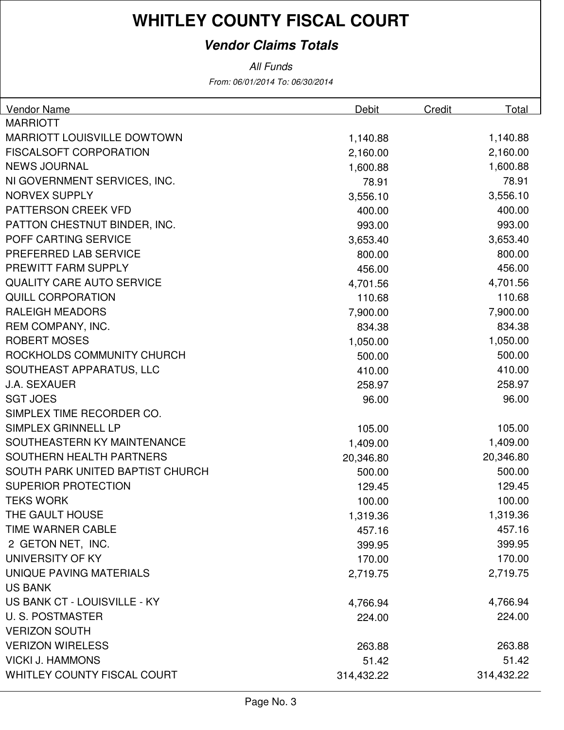# WHITLEY COUNTY FISCAL COURT

## *Vendor Claims Totals*

*All Funds*

*From: 06/01/2014 To: 06/30/2014*

| Vendor Name | Debit | Credit | Total |
|---|---|---|---|
| MARRIOTT | | | |
| MARRIOTT LOUISVILLE DOWTOWN | 1,140.88 | | 1,140.88 |
| FISCALSOFT CORPORATION | 2,160.00 | | 2,160.00 |
| NEWS JOURNAL | 1,600.88 | | 1,600.88 |
| NI GOVERNMENT SERVICES, INC. | 78.91 | | 78.91 |
| NORVEX SUPPLY | 3,556.10 | | 3,556.10 |
| PATTERSON CREEK VFD | 400.00 | | 400.00 |
| PATTON CHESTNUT BINDER, INC. | 993.00 | | 993.00 |
| POFF CARTING SERVICE | 3,653.40 | | 3,653.40 |
| PREFERRED LAB SERVICE | 800.00 | | 800.00 |
| PREWITT FARM SUPPLY | 456.00 | | 456.00 |
| QUALITY CARE AUTO SERVICE | 4,701.56 | | 4,701.56 |
| QUILL CORPORATION | 110.68 | | 110.68 |
| RALEIGH MEADORS | 7,900.00 | | 7,900.00 |
| REM COMPANY, INC. | 834.38 | | 834.38 |
| ROBERT MOSES | 1,050.00 | | 1,050.00 |
| ROCKHOLDS COMMUNITY CHURCH | 500.00 | | 500.00 |
| SOUTHEAST APPARATUS, LLC | 410.00 | | 410.00 |
| J.A. SEXAUER | 258.97 | | 258.97 |
| SGT JOES | 96.00 | | 96.00 |
| SIMPLEX TIME RECORDER CO. | | | |
| SIMPLEX GRINNELL LP | 105.00 | | 105.00 |
| SOUTHEASTERN KY MAINTENANCE | 1,409.00 | | 1,409.00 |
| SOUTHERN HEALTH PARTNERS | 20,346.80 | | 20,346.80 |
| SOUTH PARK UNITED BAPTIST CHURCH | 500.00 | | 500.00 |
| SUPERIOR PROTECTION | 129.45 | | 129.45 |
| TEKS WORK | 100.00 | | 100.00 |
| THE GAULT HOUSE | 1,319.36 | | 1,319.36 |
| TIME WARNER CABLE | 457.16 | | 457.16 |
| 2 GETON NET, INC. | 399.95 | | 399.95 |
| UNIVERSITY OF KY | 170.00 | | 170.00 |
| UNIQUE PAVING MATERIALS | 2,719.75 | | 2,719.75 |
| US BANK | | | |
| US BANK CT - LOUISVILLE - KY | 4,766.94 | | 4,766.94 |
| U. S. POSTMASTER | 224.00 | | 224.00 |
| VERIZON SOUTH | | | |
| VERIZON WIRELESS | 263.88 | | 263.88 |
| VICKI J. HAMMONS | 51.42 | | 51.42 |
| WHITLEY COUNTY FISCAL COURT | 314,432.22 | | 314,432.22 |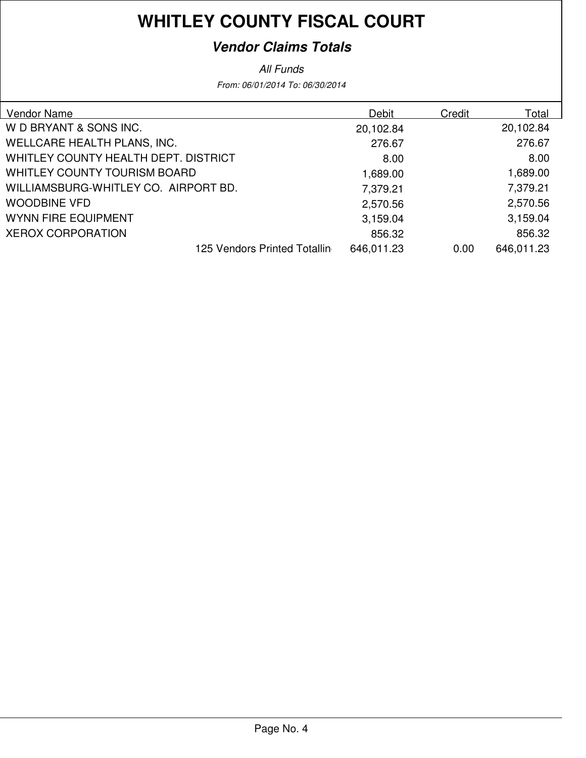# WHITLEY COUNTY FISCAL COURT

## *Vendor Claims Totals*

*All Funds*

*From: 06/01/2014 To: 06/30/2014*

| Vendor Name | Debit | Credit | Total |
|---|---|---|---|
| W D BRYANT & SONS INC. | 20,102.84 | | 20,102.84 |
| WELLCARE HEALTH PLANS, INC. | 276.67 | | 276.67 |
| WHITLEY COUNTY HEALTH DEPT. DISTRICT | 8.00 | | 8.00 |
| WHITLEY COUNTY TOURISM BOARD | 1,689.00 | | 1,689.00 |
| WILLIAMSBURG-WHITLEY CO.  AIRPORT BD. | 7,379.21 | | 7,379.21 |
| WOODBINE VFD | 2,570.56 | | 2,570.56 |
| WYNN FIRE EQUIPMENT | 3,159.04 | | 3,159.04 |
| XEROX CORPORATION | 856.32 | | 856.32 |
| 125 Vendors Printed Totallin | 646,011.23 | 0.00 | 646,011.23 |